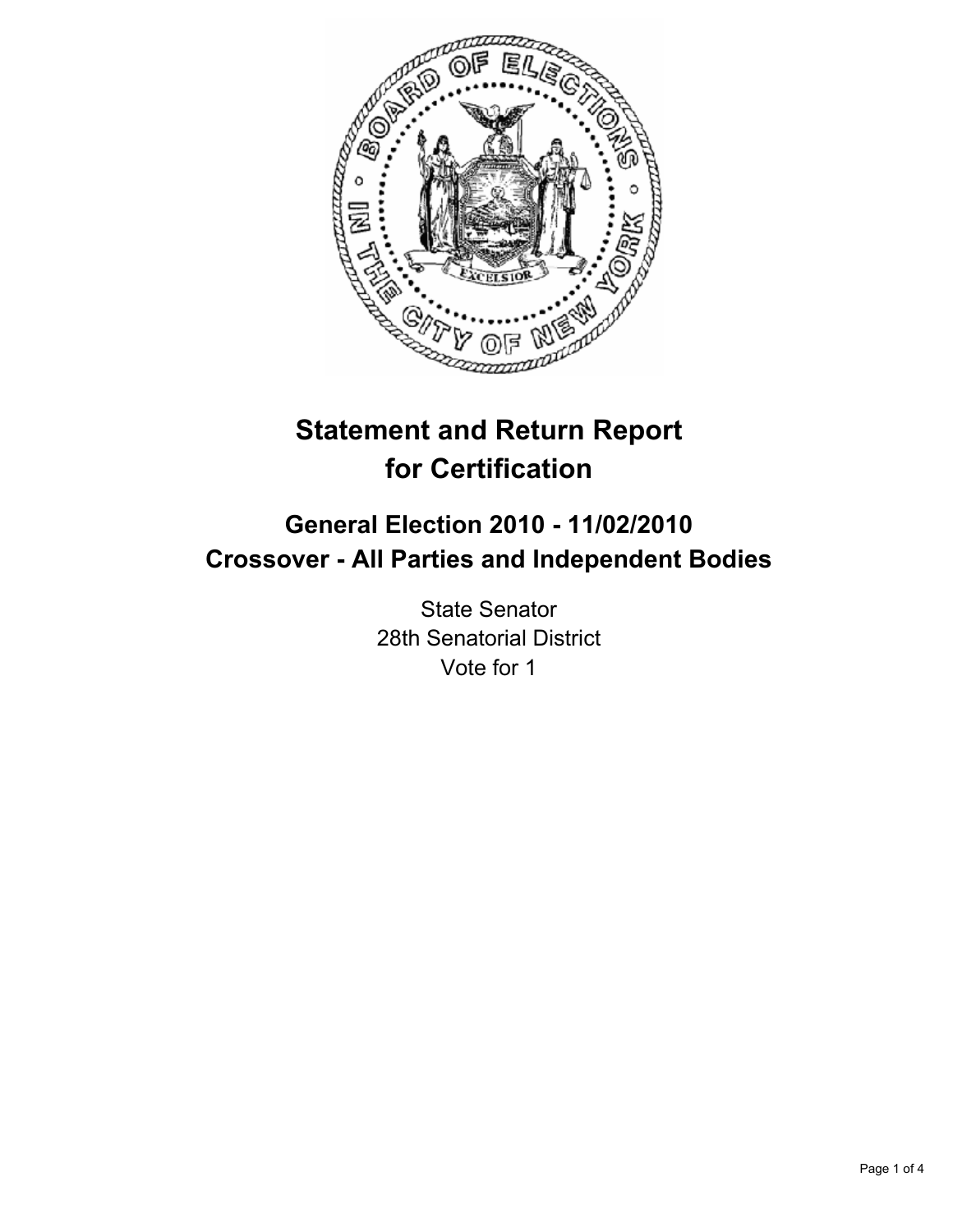# Statement and Return Report for Certification

## General Election 2010 - 11/02/2010
## Crossover - All Parties and Independent Bodies

State Senator
28th Senatorial District
Vote for 1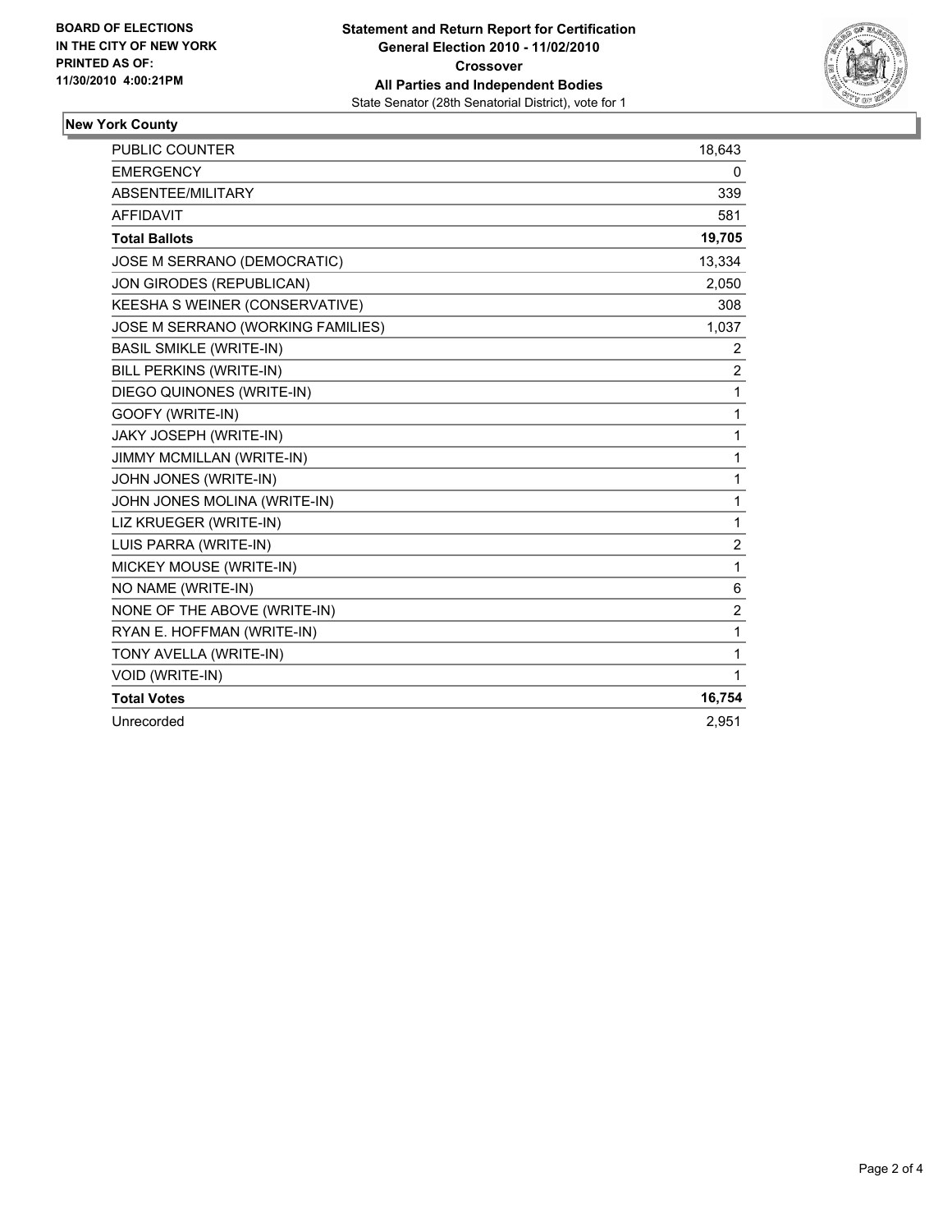**BOARD OF ELECTIONS IN THE CITY OF NEW YORK PRINTED AS OF: 11/30/2010 4:00:21PM**

**Statement and Return Report for Certification**
**General Election 2010 - 11/02/2010**
**Crossover**
**All Parties and Independent Bodies**
State Senator (28th Senatorial District), vote for 1

## New York County

| | |
|---|---|
| PUBLIC COUNTER | 18,643 |
| EMERGENCY | 0 |
| ABSENTEE/MILITARY | 339 |
| AFFIDAVIT | 581 |
| **Total Ballots** | **19,705** |
| JOSE M SERRANO (DEMOCRATIC) | 13,334 |
| JON GIRODES (REPUBLICAN) | 2,050 |
| KEESHA S WEINER (CONSERVATIVE) | 308 |
| JOSE M SERRANO (WORKING FAMILIES) | 1,037 |
| BASIL SMIKLE (WRITE-IN) | 2 |
| BILL PERKINS (WRITE-IN) | 2 |
| DIEGO QUINONES (WRITE-IN) | 1 |
| GOOFY (WRITE-IN) | 1 |
| JAKY JOSEPH (WRITE-IN) | 1 |
| JIMMY MCMILLAN (WRITE-IN) | 1 |
| JOHN JONES (WRITE-IN) | 1 |
| JOHN JONES MOLINA (WRITE-IN) | 1 |
| LIZ KRUEGER (WRITE-IN) | 1 |
| LUIS PARRA (WRITE-IN) | 2 |
| MICKEY MOUSE (WRITE-IN) | 1 |
| NO NAME (WRITE-IN) | 6 |
| NONE OF THE ABOVE (WRITE-IN) | 2 |
| RYAN E. HOFFMAN (WRITE-IN) | 1 |
| TONY AVELLA (WRITE-IN) | 1 |
| VOID (WRITE-IN) | 1 |
| **Total Votes** | **16,754** |
| Unrecorded | 2,951 |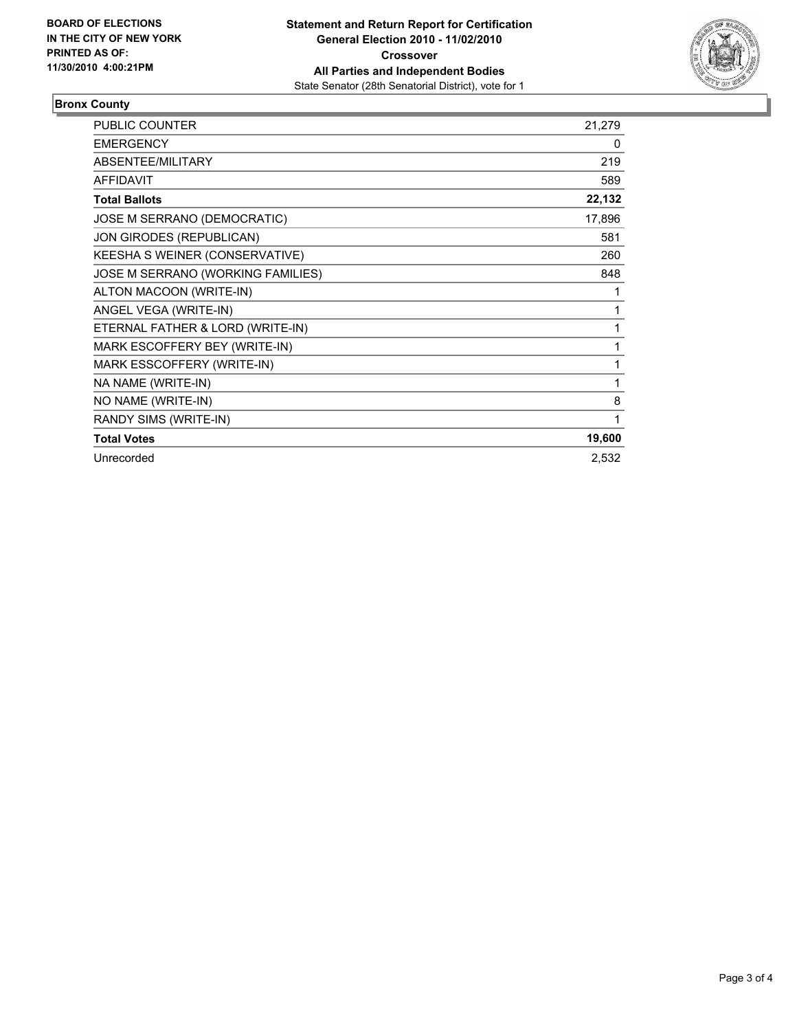**BOARD OF ELECTIONS IN THE CITY OF NEW YORK PRINTED AS OF: 11/30/2010 4:00:21PM**

**Statement and Return Report for Certification**
**General Election 2010 - 11/02/2010**
**Crossover**
**All Parties and Independent Bodies**
State Senator (28th Senatorial District), vote for 1

**Bronx County**

| | |
|---|---|
| PUBLIC COUNTER | 21,279 |
| EMERGENCY | 0 |
| ABSENTEE/MILITARY | 219 |
| AFFIDAVIT | 589 |
| **Total Ballots** | **22,132** |
| JOSE M SERRANO (DEMOCRATIC) | 17,896 |
| JON GIRODES (REPUBLICAN) | 581 |
| KEESHA S WEINER (CONSERVATIVE) | 260 |
| JOSE M SERRANO (WORKING FAMILIES) | 848 |
| ALTON MACOON (WRITE-IN) | 1 |
| ANGEL VEGA (WRITE-IN) | 1 |
| ETERNAL FATHER & LORD (WRITE-IN) | 1 |
| MARK ESCOFFERY BEY (WRITE-IN) | 1 |
| MARK ESSCOFFERY (WRITE-IN) | 1 |
| NA NAME (WRITE-IN) | 1 |
| NO NAME (WRITE-IN) | 8 |
| RANDY SIMS (WRITE-IN) | 1 |
| **Total Votes** | **19,600** |
| Unrecorded | 2,532 |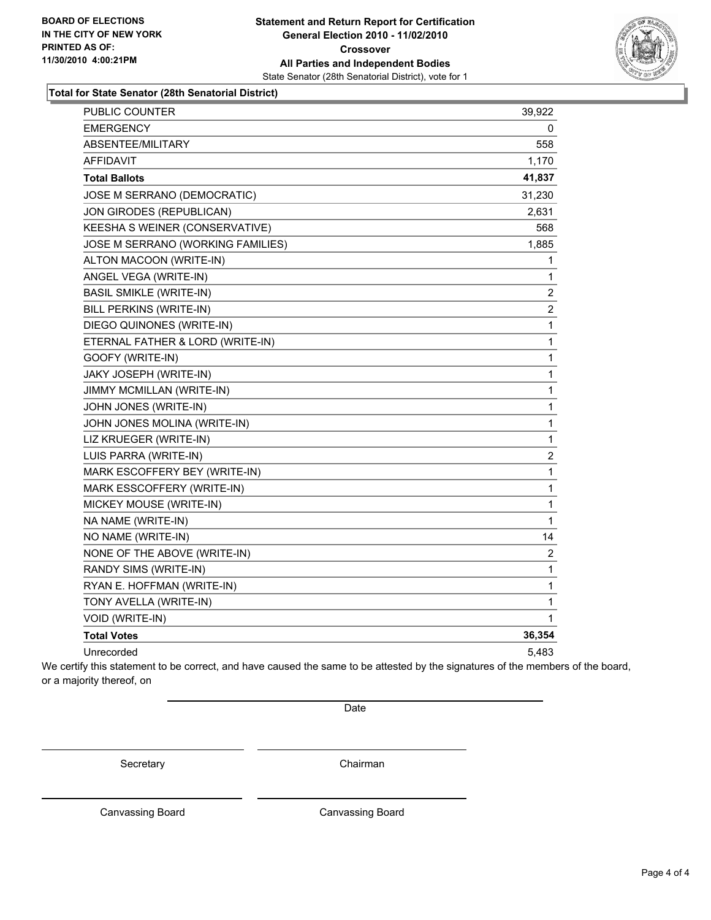**BOARD OF ELECTIONS IN THE CITY OF NEW YORK PRINTED AS OF: 11/30/2010 4:00:21PM**

**Statement and Return Report for Certification General Election 2010 - 11/02/2010 Crossover All Parties and Independent Bodies**

State Senator (28th Senatorial District), vote for 1

**Total for State Senator (28th Senatorial District)**

| | |
|---|---|
| PUBLIC COUNTER | 39,922 |
| EMERGENCY | 0 |
| ABSENTEE/MILITARY | 558 |
| AFFIDAVIT | 1,170 |
| **Total Ballots** | **41,837** |
| JOSE M SERRANO (DEMOCRATIC) | 31,230 |
| JON GIRODES (REPUBLICAN) | 2,631 |
| KEESHA S WEINER (CONSERVATIVE) | 568 |
| JOSE M SERRANO (WORKING FAMILIES) | 1,885 |
| ALTON MACOON (WRITE-IN) | 1 |
| ANGEL VEGA (WRITE-IN) | 1 |
| BASIL SMIKLE (WRITE-IN) | 2 |
| BILL PERKINS (WRITE-IN) | 2 |
| DIEGO QUINONES (WRITE-IN) | 1 |
| ETERNAL FATHER & LORD (WRITE-IN) | 1 |
| GOOFY (WRITE-IN) | 1 |
| JAKY JOSEPH (WRITE-IN) | 1 |
| JIMMY MCMILLAN (WRITE-IN) | 1 |
| JOHN JONES (WRITE-IN) | 1 |
| JOHN JONES MOLINA (WRITE-IN) | 1 |
| LIZ KRUEGER (WRITE-IN) | 1 |
| LUIS PARRA (WRITE-IN) | 2 |
| MARK ESCOFFERY BEY (WRITE-IN) | 1 |
| MARK ESSCOFFERY (WRITE-IN) | 1 |
| MICKEY MOUSE (WRITE-IN) | 1 |
| NA NAME (WRITE-IN) | 1 |
| NO NAME (WRITE-IN) | 14 |
| NONE OF THE ABOVE (WRITE-IN) | 2 |
| RANDY SIMS (WRITE-IN) | 1 |
| RYAN E. HOFFMAN (WRITE-IN) | 1 |
| TONY AVELLA (WRITE-IN) | 1 |
| VOID (WRITE-IN) | 1 |
| **Total Votes** | **36,354** |
| Unrecorded | 5,483 |

We certify this statement to be correct, and have caused the same to be attested by the signatures of the members of the board, or a majority thereof, on

Date

Secretary

Chairman

Canvassing Board

Canvassing Board